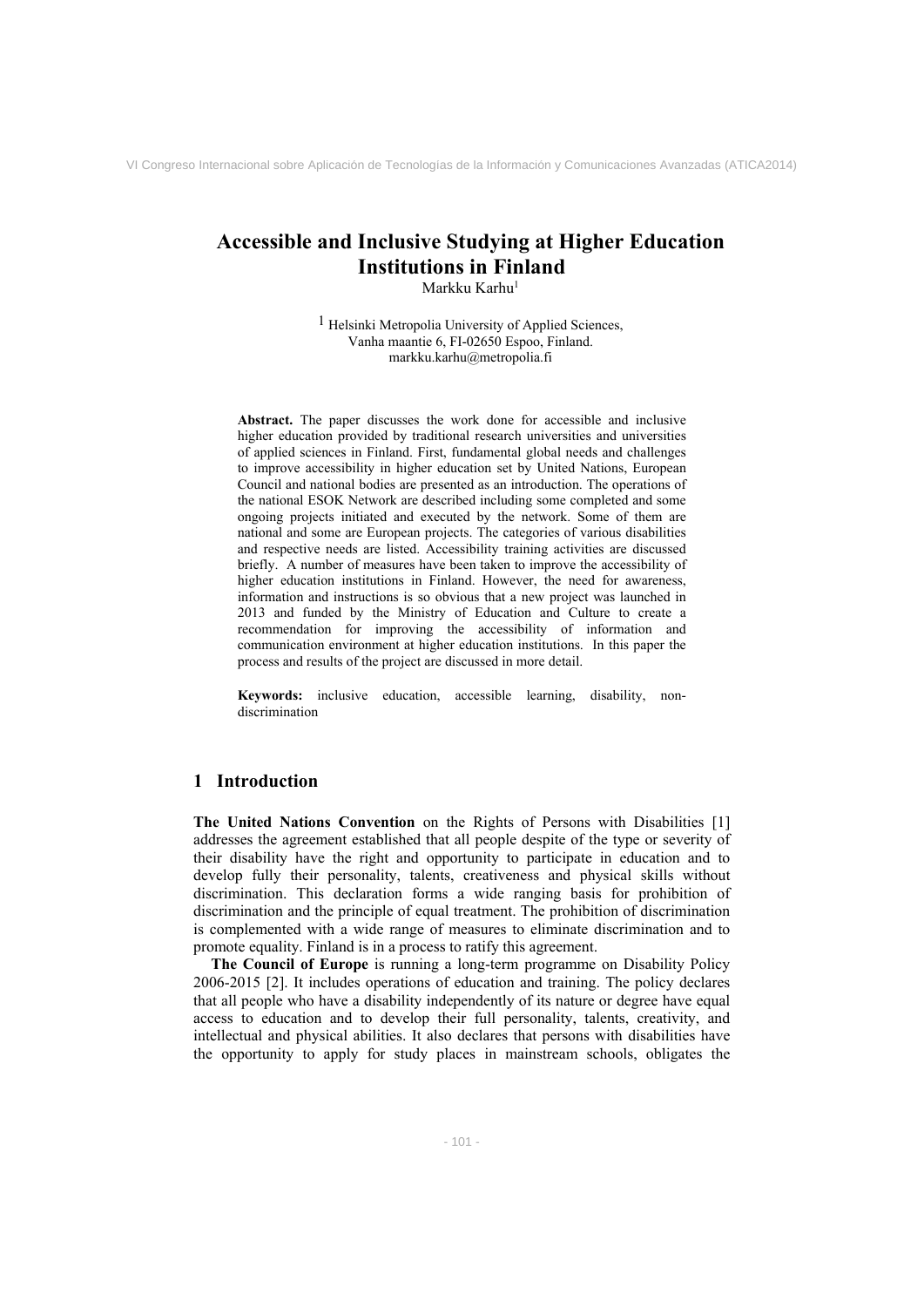# Accessible and Inclusive Studying at Higher Education Institutions in Finland

Markku Karhu[1]

[1] Helsinki Metropolia University of Applied Sciences,
Vanha maantie 6, FI-02650 Espoo, Finland.
markku.karhu@metropolia.fi

**Abstract.** The paper discusses the work done for accessible and inclusive higher education provided by traditional research universities and universities of applied sciences in Finland. First, fundamental global needs and challenges to improve accessibility in higher education set by United Nations, European Council and national bodies are presented as an introduction. The operations of the national ESOK Network are described including some completed and some ongoing projects initiated and executed by the network. Some of them are national and some are European projects. The categories of various disabilities and respective needs are listed. Accessibility training activities are discussed briefly. A number of measures have been taken to improve the accessibility of higher education institutions in Finland. However, the need for awareness, information and instructions is so obvious that a new project was launched in 2013 and funded by the Ministry of Education and Culture to create a recommendation for improving the accessibility of information and communication environment at higher education institutions. In this paper the process and results of the project are discussed in more detail.

**Keywords:** inclusive education, accessible learning, disability, non-discrimination

## 1 Introduction

**The United Nations Convention** on the Rights of Persons with Disabilities [1] addresses the agreement established that all people despite of the type or severity of their disability have the right and opportunity to participate in education and to develop fully their personality, talents, creativeness and physical skills without discrimination. This declaration forms a wide ranging basis for prohibition of discrimination and the principle of equal treatment. The prohibition of discrimination is complemented with a wide range of measures to eliminate discrimination and to promote equality. Finland is in a process to ratify this agreement.

**The Council of Europe** is running a long-term programme on Disability Policy 2006-2015 [2]. It includes operations of education and training. The policy declares that all people who have a disability independently of its nature or degree have equal access to education and to develop their full personality, talents, creativity, and intellectual and physical abilities. It also declares that persons with disabilities have the opportunity to apply for study places in mainstream schools, obligates the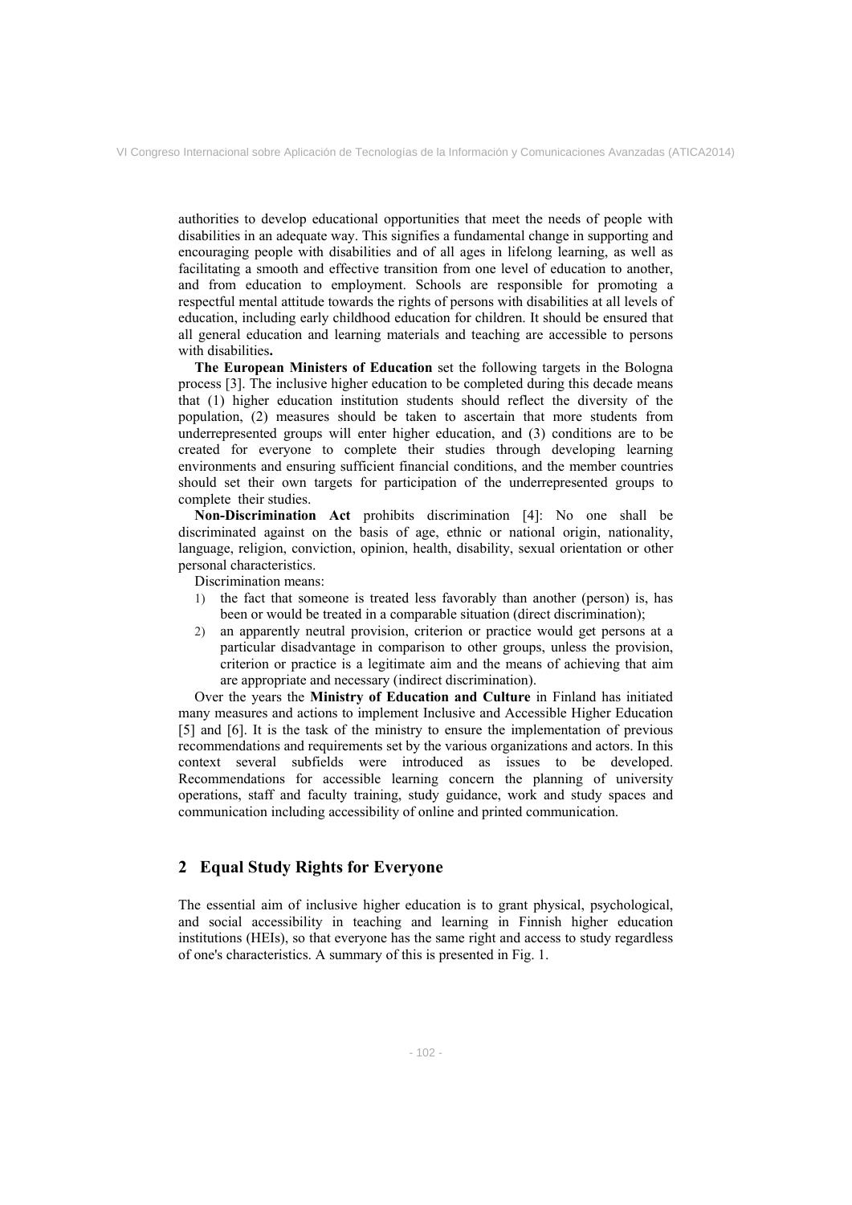authorities to develop educational opportunities that meet the needs of people with disabilities in an adequate way. This signifies a fundamental change in supporting and encouraging people with disabilities and of all ages in lifelong learning, as well as facilitating a smooth and effective transition from one level of education to another, and from education to employment. Schools are responsible for promoting a respectful mental attitude towards the rights of persons with disabilities at all levels of education, including early childhood education for children. It should be ensured that all general education and learning materials and teaching are accessible to persons with disabilities**.**

**The European Ministers of Education** set the following targets in the Bologna process [3]. The inclusive higher education to be completed during this decade means that (1) higher education institution students should reflect the diversity of the population, (2) measures should be taken to ascertain that more students from underrepresented groups will enter higher education, and (3) conditions are to be created for everyone to complete their studies through developing learning environments and ensuring sufficient financial conditions, and the member countries should set their own targets for participation of the underrepresented groups to complete their studies.

**Non-Discrimination Act** prohibits discrimination [4]: No one shall be discriminated against on the basis of age, ethnic or national origin, nationality, language, religion, conviction, opinion, health, disability, sexual orientation or other personal characteristics.

Discrimination means:

1) the fact that someone is treated less favorably than another (person) is, has been or would be treated in a comparable situation (direct discrimination);
2) an apparently neutral provision, criterion or practice would get persons at a particular disadvantage in comparison to other groups, unless the provision, criterion or practice is a legitimate aim and the means of achieving that aim are appropriate and necessary (indirect discrimination).

Over the years the **Ministry of Education and Culture** in Finland has initiated many measures and actions to implement Inclusive and Accessible Higher Education [5] and [6]. It is the task of the ministry to ensure the implementation of previous recommendations and requirements set by the various organizations and actors. In this context several subfields were introduced as issues to be developed. Recommendations for accessible learning concern the planning of university operations, staff and faculty training, study guidance, work and study spaces and communication including accessibility of online and printed communication.

## 2 Equal Study Rights for Everyone

The essential aim of inclusive higher education is to grant physical, psychological, and social accessibility in teaching and learning in Finnish higher education institutions (HEIs), so that everyone has the same right and access to study regardless of one's characteristics. A summary of this is presented in Fig. 1.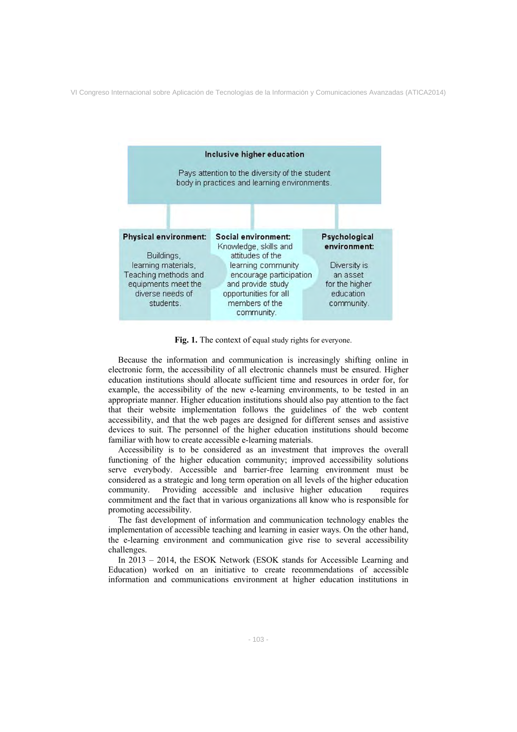**Inclusive higher education**

Pays attention to the diversity of the student body in practices and learning environments.

| Physical environment: | Social environment: | Psychological environment: |
| --- | --- | --- |
| Buildings, learning materials, Teaching methods and equipments meet the diverse needs of students. | Knowledge, skills and attitudes of the learning community encourage participation and provide study opportunities for all members of the community. | Diversity is an asset for the higher education community. |

**Fig. 1.** The context of equal study rights for everyone.

Because the information and communication is increasingly shifting online in electronic form, the accessibility of all electronic channels must be ensured. Higher education institutions should allocate sufficient time and resources in order for, for example, the accessibility of the new e-learning environments, to be tested in an appropriate manner. Higher education institutions should also pay attention to the fact that their website implementation follows the guidelines of the web content accessibility, and that the web pages are designed for different senses and assistive devices to suit. The personnel of the higher education institutions should become familiar with how to create accessible e-learning materials.

Accessibility is to be considered as an investment that improves the overall functioning of the higher education community; improved accessibility solutions serve everybody. Accessible and barrier-free learning environment must be considered as a strategic and long term operation on all levels of the higher education community. Providing accessible and inclusive higher education requires commitment and the fact that in various organizations all know who is responsible for promoting accessibility.

The fast development of information and communication technology enables the implementation of accessible teaching and learning in easier ways. On the other hand, the e-learning environment and communication give rise to several accessibility challenges.

In 2013 – 2014, the ESOK Network (ESOK stands for Accessible Learning and Education) worked on an initiative to create recommendations of accessible information and communications environment at higher education institutions in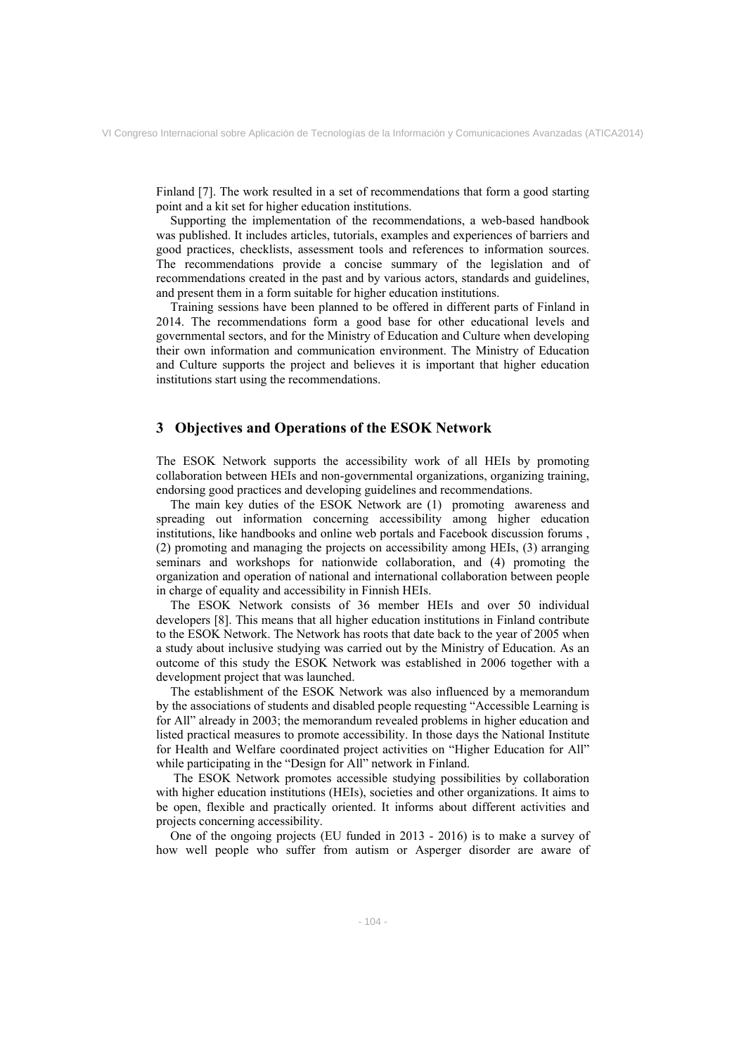Finland [7]. The work resulted in a set of recommendations that form a good starting point and a kit set for higher education institutions.

Supporting the implementation of the recommendations, a web-based handbook was published. It includes articles, tutorials, examples and experiences of barriers and good practices, checklists, assessment tools and references to information sources. The recommendations provide a concise summary of the legislation and of recommendations created in the past and by various actors, standards and guidelines, and present them in a form suitable for higher education institutions.

Training sessions have been planned to be offered in different parts of Finland in 2014. The recommendations form a good base for other educational levels and governmental sectors, and for the Ministry of Education and Culture when developing their own information and communication environment. The Ministry of Education and Culture supports the project and believes it is important that higher education institutions start using the recommendations.

## 3 Objectives and Operations of the ESOK Network

The ESOK Network supports the accessibility work of all HEIs by promoting collaboration between HEIs and non-governmental organizations, organizing training, endorsing good practices and developing guidelines and recommendations.

The main key duties of the ESOK Network are (1) promoting awareness and spreading out information concerning accessibility among higher education institutions, like handbooks and online web portals and Facebook discussion forums , (2) promoting and managing the projects on accessibility among HEIs, (3) arranging seminars and workshops for nationwide collaboration, and (4) promoting the organization and operation of national and international collaboration between people in charge of equality and accessibility in Finnish HEIs.

The ESOK Network consists of 36 member HEIs and over 50 individual developers [8]. This means that all higher education institutions in Finland contribute to the ESOK Network. The Network has roots that date back to the year of 2005 when a study about inclusive studying was carried out by the Ministry of Education. As an outcome of this study the ESOK Network was established in 2006 together with a development project that was launched.

The establishment of the ESOK Network was also influenced by a memorandum by the associations of students and disabled people requesting "Accessible Learning is for All" already in 2003; the memorandum revealed problems in higher education and listed practical measures to promote accessibility. In those days the National Institute for Health and Welfare coordinated project activities on "Higher Education for All" while participating in the "Design for All" network in Finland.

The ESOK Network promotes accessible studying possibilities by collaboration with higher education institutions (HEIs), societies and other organizations. It aims to be open, flexible and practically oriented. It informs about different activities and projects concerning accessibility.

One of the ongoing projects (EU funded in 2013 - 2016) is to make a survey of how well people who suffer from autism or Asperger disorder are aware of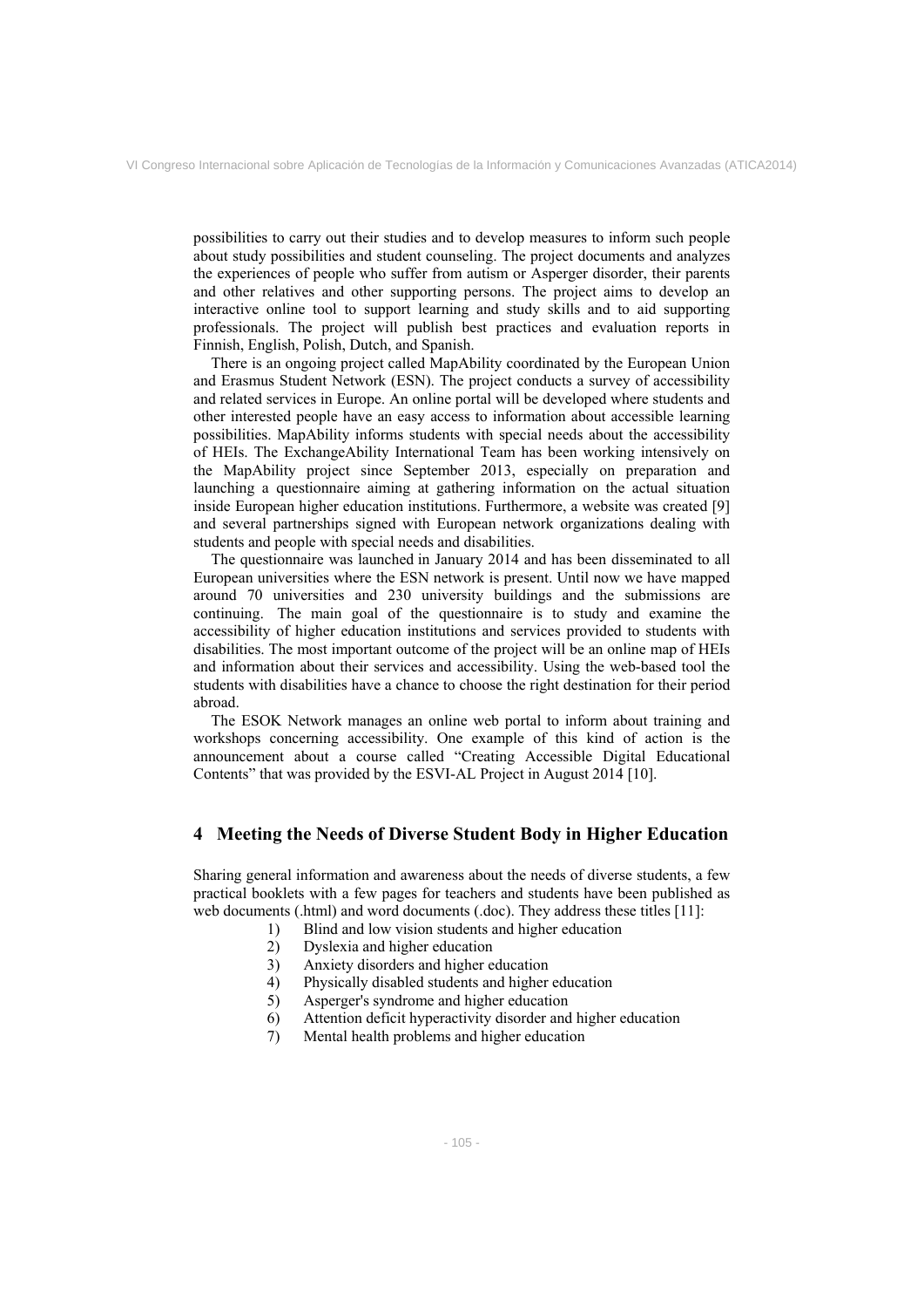possibilities to carry out their studies and to develop measures to inform such people about study possibilities and student counseling. The project documents and analyzes the experiences of people who suffer from autism or Asperger disorder, their parents and other relatives and other supporting persons. The project aims to develop an interactive online tool to support learning and study skills and to aid supporting professionals. The project will publish best practices and evaluation reports in Finnish, English, Polish, Dutch, and Spanish.

There is an ongoing project called MapAbility coordinated by the European Union and Erasmus Student Network (ESN). The project conducts a survey of accessibility and related services in Europe. An online portal will be developed where students and other interested people have an easy access to information about accessible learning possibilities. MapAbility informs students with special needs about the accessibility of HEIs. The ExchangeAbility International Team has been working intensively on the MapAbility project since September 2013, especially on preparation and launching a questionnaire aiming at gathering information on the actual situation inside European higher education institutions. Furthermore, a website was created [9] and several partnerships signed with European network organizations dealing with students and people with special needs and disabilities.

The questionnaire was launched in January 2014 and has been disseminated to all European universities where the ESN network is present. Until now we have mapped around 70 universities and 230 university buildings and the submissions are continuing. The main goal of the questionnaire is to study and examine the accessibility of higher education institutions and services provided to students with disabilities. The most important outcome of the project will be an online map of HEIs and information about their services and accessibility. Using the web-based tool the students with disabilities have a chance to choose the right destination for their period abroad.

The ESOK Network manages an online web portal to inform about training and workshops concerning accessibility. One example of this kind of action is the announcement about a course called "Creating Accessible Digital Educational Contents" that was provided by the ESVI-AL Project in August 2014 [10].

## 4 Meeting the Needs of Diverse Student Body in Higher Education

Sharing general information and awareness about the needs of diverse students, a few practical booklets with a few pages for teachers and students have been published as web documents (.html) and word documents (.doc). They address these titles [11]:

1) Blind and low vision students and higher education
2) Dyslexia and higher education
3) Anxiety disorders and higher education
4) Physically disabled students and higher education
5) Asperger's syndrome and higher education
6) Attention deficit hyperactivity disorder and higher education
7) Mental health problems and higher education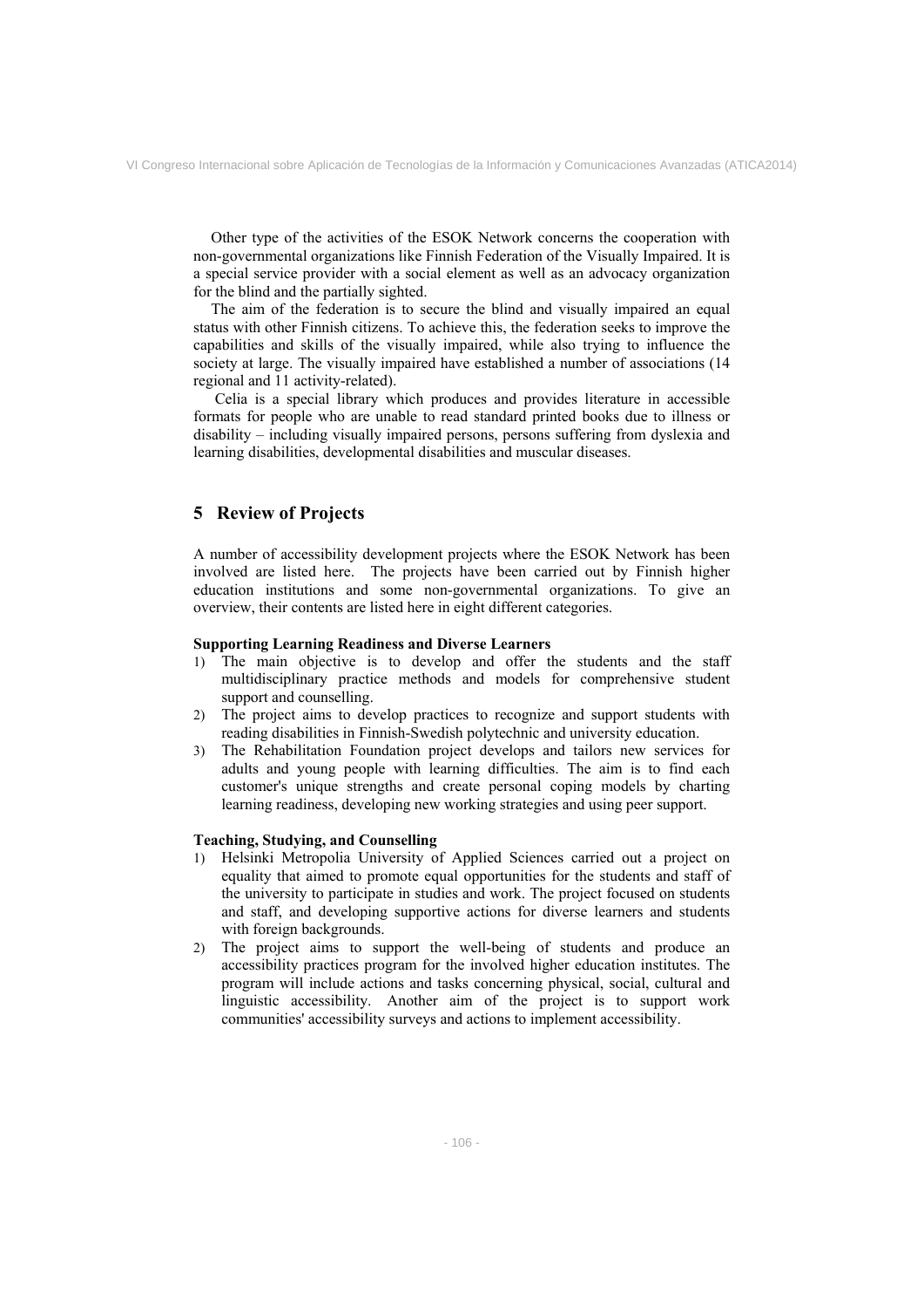Other type of the activities of the ESOK Network concerns the cooperation with non-governmental organizations like Finnish Federation of the Visually Impaired. It is a special service provider with a social element as well as an advocacy organization for the blind and the partially sighted.

The aim of the federation is to secure the blind and visually impaired an equal status with other Finnish citizens. To achieve this, the federation seeks to improve the capabilities and skills of the visually impaired, while also trying to influence the society at large. The visually impaired have established a number of associations (14 regional and 11 activity-related).

Celia is a special library which produces and provides literature in accessible formats for people who are unable to read standard printed books due to illness or disability – including visually impaired persons, persons suffering from dyslexia and learning disabilities, developmental disabilities and muscular diseases.

## 5 Review of Projects

A number of accessibility development projects where the ESOK Network has been involved are listed here. The projects have been carried out by Finnish higher education institutions and some non-governmental organizations. To give an overview, their contents are listed here in eight different categories.

**Supporting Learning Readiness and Diverse Learners**

1) The main objective is to develop and offer the students and the staff multidisciplinary practice methods and models for comprehensive student support and counselling.
2) The project aims to develop practices to recognize and support students with reading disabilities in Finnish-Swedish polytechnic and university education.
3) The Rehabilitation Foundation project develops and tailors new services for adults and young people with learning difficulties. The aim is to find each customer's unique strengths and create personal coping models by charting learning readiness, developing new working strategies and using peer support.

**Teaching, Studying, and Counselling**

1) Helsinki Metropolia University of Applied Sciences carried out a project on equality that aimed to promote equal opportunities for the students and staff of the university to participate in studies and work. The project focused on students and staff, and developing supportive actions for diverse learners and students with foreign backgrounds.
2) The project aims to support the well-being of students and produce an accessibility practices program for the involved higher education institutes. The program will include actions and tasks concerning physical, social, cultural and linguistic accessibility. Another aim of the project is to support work communities' accessibility surveys and actions to implement accessibility.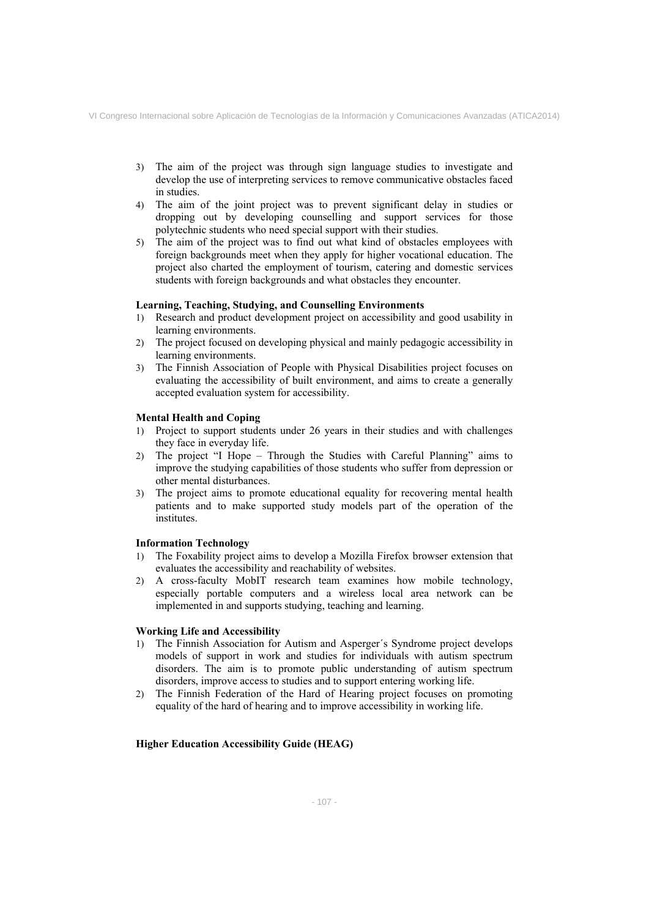3) The aim of the project was through sign language studies to investigate and develop the use of interpreting services to remove communicative obstacles faced in studies.
4) The aim of the joint project was to prevent significant delay in studies or dropping out by developing counselling and support services for those polytechnic students who need special support with their studies.
5) The aim of the project was to find out what kind of obstacles employees with foreign backgrounds meet when they apply for higher vocational education. The project also charted the employment of tourism, catering and domestic services students with foreign backgrounds and what obstacles they encounter.

**Learning, Teaching, Studying, and Counselling Environments**

1) Research and product development project on accessibility and good usability in learning environments.
2) The project focused on developing physical and mainly pedagogic accessibility in learning environments.
3) The Finnish Association of People with Physical Disabilities project focuses on evaluating the accessibility of built environment, and aims to create a generally accepted evaluation system for accessibility.

**Mental Health and Coping**

1) Project to support students under 26 years in their studies and with challenges they face in everyday life.
2) The project "I Hope – Through the Studies with Careful Planning" aims to improve the studying capabilities of those students who suffer from depression or other mental disturbances.
3) The project aims to promote educational equality for recovering mental health patients and to make supported study models part of the operation of the institutes.

**Information Technology**

1) The Foxability project aims to develop a Mozilla Firefox browser extension that evaluates the accessibility and reachability of websites.
2) A cross-faculty MobIT research team examines how mobile technology, especially portable computers and a wireless local area network can be implemented in and supports studying, teaching and learning.

**Working Life and Accessibility**

1) The Finnish Association for Autism and Asperger´s Syndrome project develops models of support in work and studies for individuals with autism spectrum disorders. The aim is to promote public understanding of autism spectrum disorders, improve access to studies and to support entering working life.
2) The Finnish Federation of the Hard of Hearing project focuses on promoting equality of the hard of hearing and to improve accessibility in working life.

**Higher Education Accessibility Guide (HEAG)**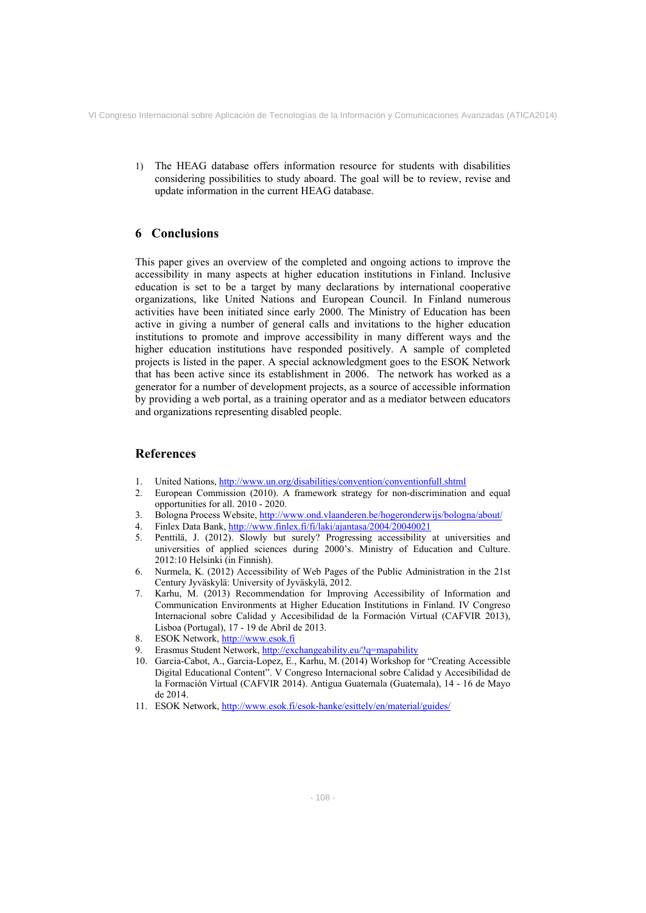1) The HEAG database offers information resource for students with disabilities considering possibilities to study aboard. The goal will be to review, revise and update information in the current HEAG database.

## 6 Conclusions

This paper gives an overview of the completed and ongoing actions to improve the accessibility in many aspects at higher education institutions in Finland. Inclusive education is set to be a target by many declarations by international cooperative organizations, like United Nations and European Council. In Finland numerous activities have been initiated since early 2000. The Ministry of Education has been active in giving a number of general calls and invitations to the higher education institutions to promote and improve accessibility in many different ways and the higher education institutions have responded positively. A sample of completed projects is listed in the paper. A special acknowledgment goes to the ESOK Network that has been active since its establishment in 2006. The network has worked as a generator for a number of development projects, as a source of accessible information by providing a web portal, as a training operator and as a mediator between educators and organizations representing disabled people.

## References

1. United Nations, http://www.un.org/disabilities/convention/conventionfull.shtml
2. European Commission (2010). A framework strategy for non-discrimination and equal opportunities for all. 2010 - 2020.
3. Bologna Process Website, http://www.ond.vlaanderen.be/hogeronderwijs/bologna/about/
4. Finlex Data Bank, http://www.finlex.fi/fi/laki/ajantasa/2004/20040021
5. Penttilä, J. (2012). Slowly but surely? Progressing accessibility at universities and universities of applied sciences during 2000's. Ministry of Education and Culture. 2012:10 Helsinki (in Finnish).
6. Nurmela, K. (2012) Accessibility of Web Pages of the Public Administration in the 21st Century Jyväskylä: University of Jyväskylä, 2012.
7. Karhu, M. (2013) Recommendation for Improving Accessibility of Information and Communication Environments at Higher Education Institutions in Finland. IV Congreso Internacional sobre Calidad y Accesibilidad de la Formación Virtual (CAFVIR 2013), Lisboa (Portugal), 17 - 19 de Abril de 2013.
8. ESOK Network, http://www.esok.fi
9. Erasmus Student Network, http://exchangeability.eu/?q=mapability
10. Garcia-Cabot, A., Garcia-Lopez, E., Karhu, M. (2014) Workshop for "Creating Accessible Digital Educational Content". V Congreso Internacional sobre Calidad y Accesibilidad de la Formación Virtual (CAFVIR 2014). Antigua Guatemala (Guatemala), 14 - 16 de Mayo de 2014.
11. ESOK Network, http://www.esok.fi/esok-hanke/esittely/en/material/guides/